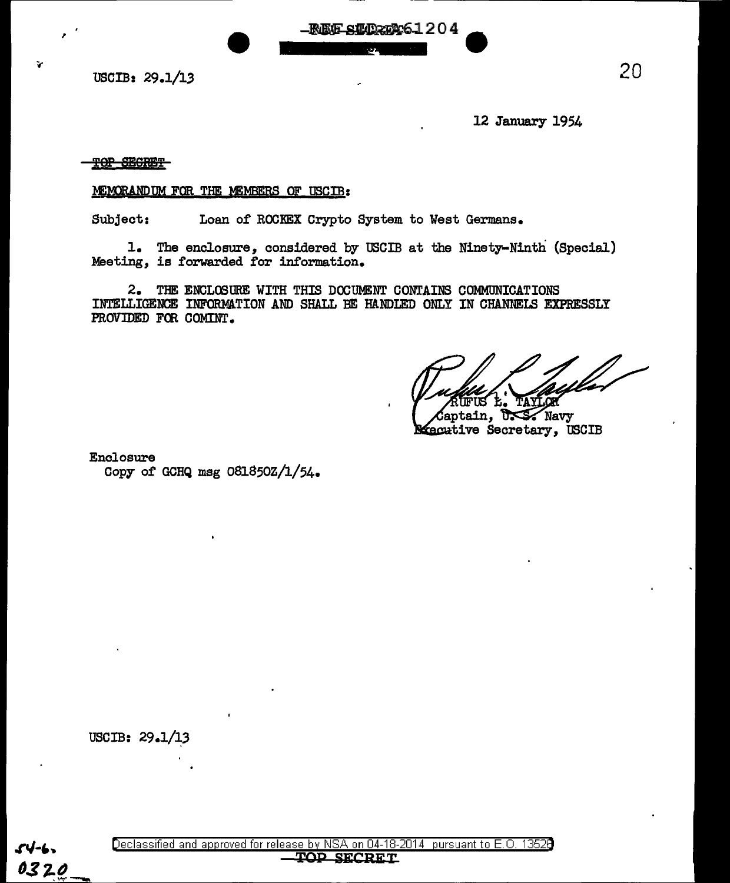REF ID:A61204

USCIB: 29.1/13

12 January 1954

~~TOP SECRET~~

MEMORANDUM FOR THE MEMBERS OF USCIB:

Subject: Loan of ROCKEX Crypto System to West Germans.

1. The enclosure, considered by USCIB at the Ninety-Ninth (Special) Meeting, is forwarded for information.

2. THE ENCLOSURE WITH THIS DOCUMENT CONTAINS COMMUNICATIONS INTELLIGENCE INFORMATION AND SHALL BE HANDLED ONLY IN CHANNELS EXPRESSLY PROVIDED FOR COMINT.

RUFUS L. TAYLOR
Captain, U. S. Navy
Executive Secretary, USCIB

Enclosure
Copy of GCHQ msg 081850Z/1/54.

USCIB: 29.1/13

54-6
0320

Declassified and approved for release by NSA on 04-18-2014 pursuant to E.O. 13526

TOP SECRET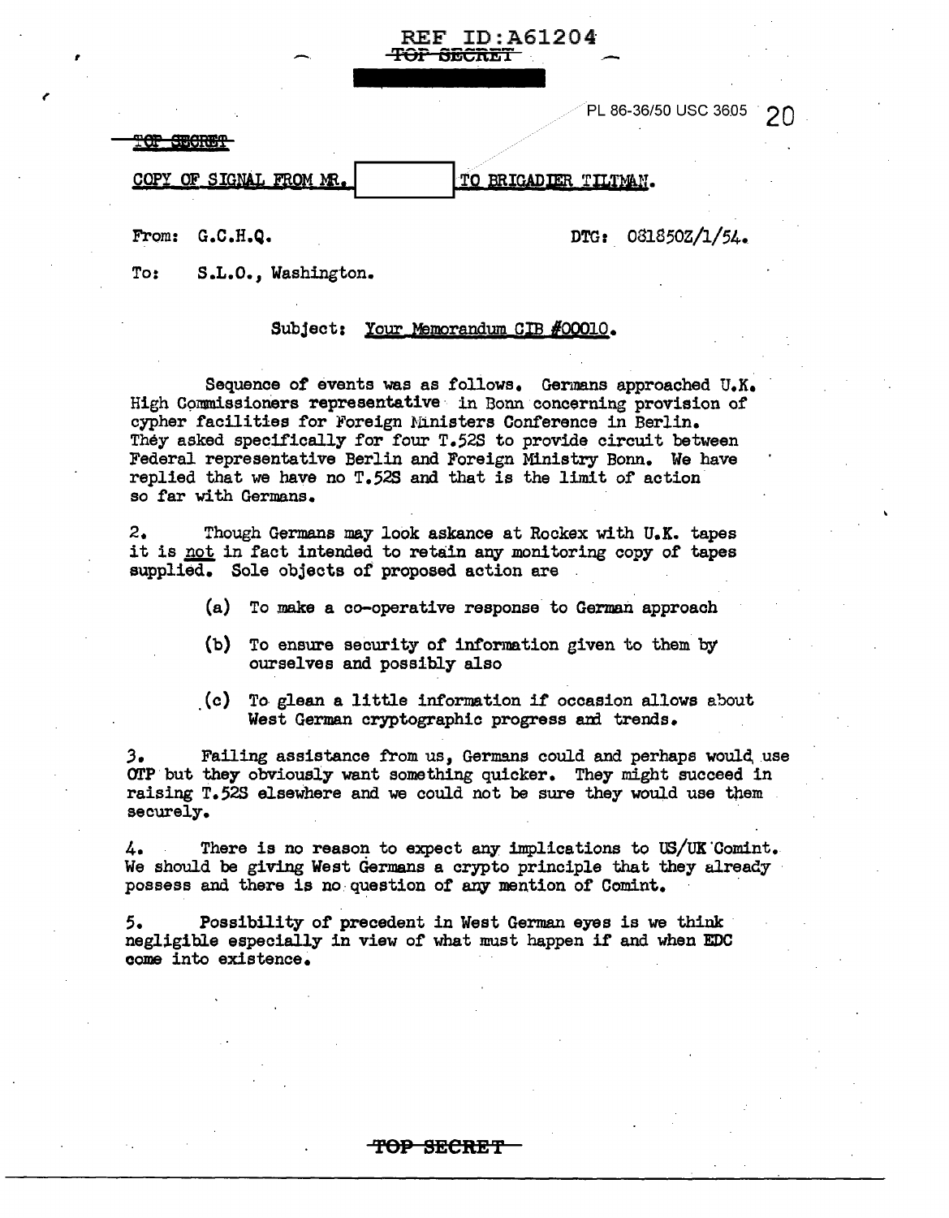REF ID:A61204
~~TOP SECRET~~

PL 86-36/50 USC 3605

~~TOP SECRET~~

COPY OF SIGNAL FROM MR. [redacted] TO BRIGADIER TILTMAN.

From: G.C.H.Q.

DTG: 081850Z/1/54.

To: S.L.O., Washington.

Subject: Your Memorandum CIB #00010.

Sequence of events was as follows. Germans approached U.K. High Commissioners representative in Bonn concerning provision of cypher facilities for Foreign Ministers Conference in Berlin. They asked specifically for four T.52S to provide circuit between Federal representative Berlin and Foreign Ministry Bonn. We have replied that we have no T.52S and that is the limit of action so far with Germans.

2. Though Germans may look askance at Rockex with U.K. tapes it is not in fact intended to retain any monitoring copy of tapes supplied. Sole objects of proposed action are

(a) To make a co-operative response to German approach

(b) To ensure security of information given to them by ourselves and possibly also

(c) To glean a little information if occasion allows about West German cryptographic progress and trends.

3. Failing assistance from us, Germans could and perhaps would use OTP but they obviously want something quicker. They might succeed in raising T.52S elsewhere and we could not be sure they would use them securely.

4. There is no reason to expect any implications to US/UK Comint. We should be giving West Germans a crypto principle that they already possess and there is no question of any mention of Comint.

5. Possibility of precedent in West German eyes is we think negligible especially in view of what must happen if and when EDC come into existence.

~~TOP SECRET~~